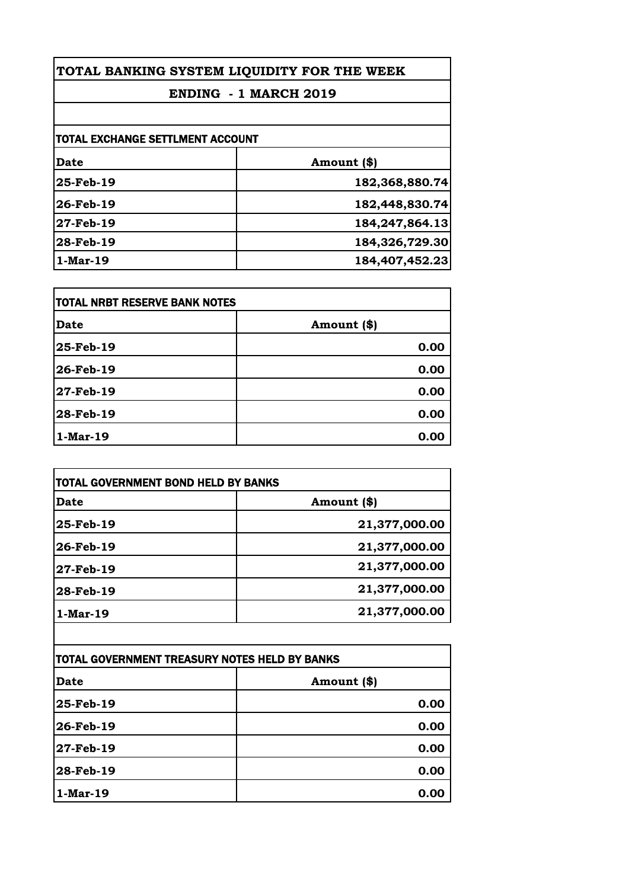# TOTAL BANKING SYSTEM LIQUIDITY FOR THE WEEK

## ENDING - 1 MARCH 2019

### TOTAL EXCHANGE SETTLMENT ACCOUNT

| Date | Amount ($) |
|---|---:|
| 25-Feb-19 | 182,368,880.74 |
| 26-Feb-19 | 182,448,830.74 |
| 27-Feb-19 | 184,247,864.13 |
| 28-Feb-19 | 184,326,729.30 |
| 1-Mar-19 | 184,407,452.23 |

### TOTAL NRBT RESERVE BANK NOTES

| Date | Amount ($) |
|---|---:|
| 25-Feb-19 | 0.00 |
| 26-Feb-19 | 0.00 |
| 27-Feb-19 | 0.00 |
| 28-Feb-19 | 0.00 |
| 1-Mar-19 | 0.00 |

### TOTAL GOVERNMENT BOND HELD BY BANKS

| Date | Amount ($) |
|---|---:|
| 25-Feb-19 | 21,377,000.00 |
| 26-Feb-19 | 21,377,000.00 |
| 27-Feb-19 | 21,377,000.00 |
| 28-Feb-19 | 21,377,000.00 |
| 1-Mar-19 | 21,377,000.00 |

### TOTAL GOVERNMENT TREASURY NOTES HELD BY BANKS

| Date | Amount ($) |
|---|---:|
| 25-Feb-19 | 0.00 |
| 26-Feb-19 | 0.00 |
| 27-Feb-19 | 0.00 |
| 28-Feb-19 | 0.00 |
| 1-Mar-19 | 0.00 |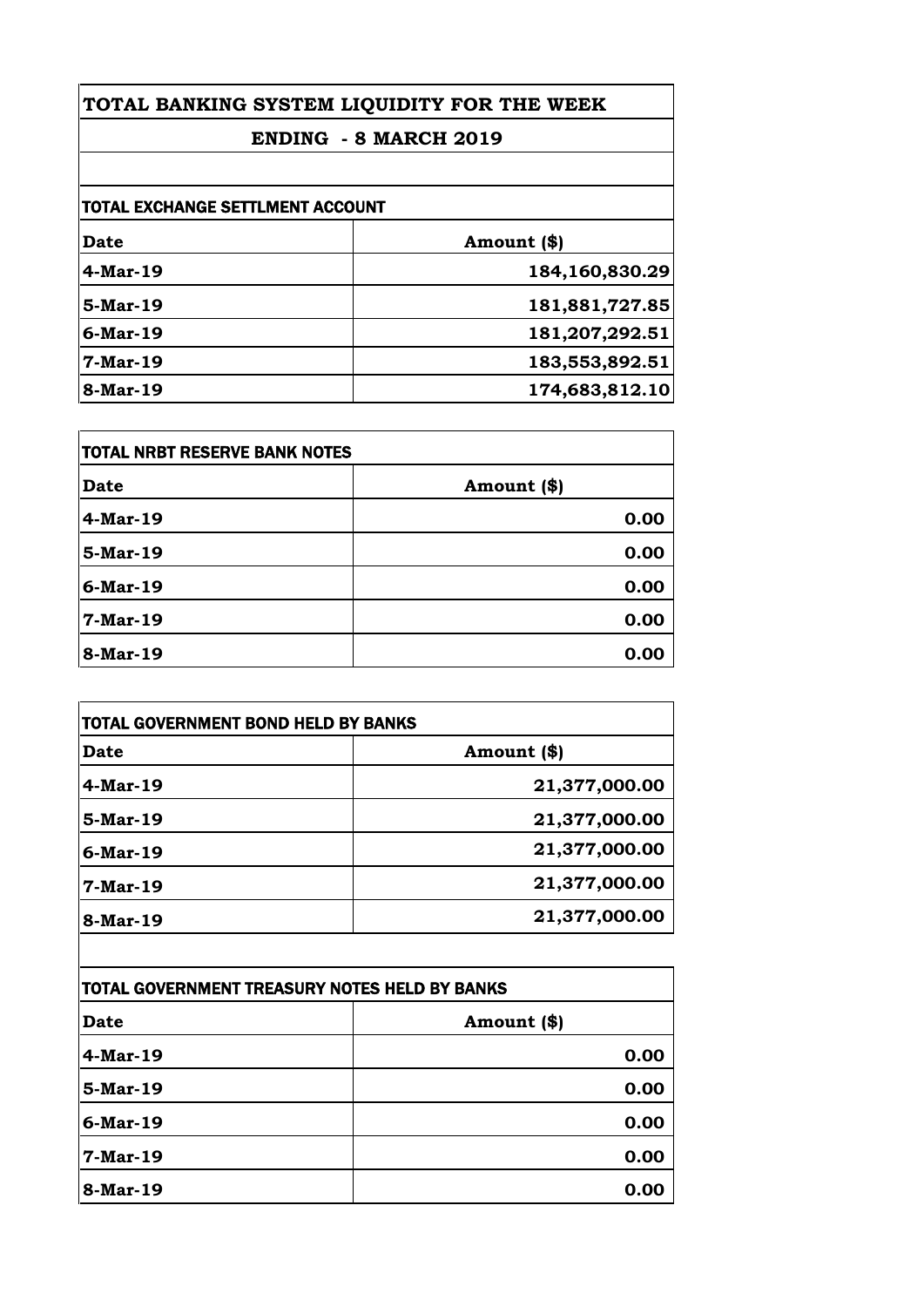# TOTAL BANKING SYSTEM LIQUIDITY FOR THE WEEK

## ENDING - 8 MARCH 2019

### TOTAL EXCHANGE SETTLMENT ACCOUNT

| Date | Amount ($) |
|---|---|
| 4-Mar-19 | 184,160,830.29 |
| 5-Mar-19 | 181,881,727.85 |
| 6-Mar-19 | 181,207,292.51 |
| 7-Mar-19 | 183,553,892.51 |
| 8-Mar-19 | 174,683,812.10 |

### TOTAL NRBT RESERVE BANK NOTES

| Date | Amount ($) |
|---|---|
| 4-Mar-19 | 0.00 |
| 5-Mar-19 | 0.00 |
| 6-Mar-19 | 0.00 |
| 7-Mar-19 | 0.00 |
| 8-Mar-19 | 0.00 |

### TOTAL GOVERNMENT BOND HELD BY BANKS

| Date | Amount ($) |
|---|---|
| 4-Mar-19 | 21,377,000.00 |
| 5-Mar-19 | 21,377,000.00 |
| 6-Mar-19 | 21,377,000.00 |
| 7-Mar-19 | 21,377,000.00 |
| 8-Mar-19 | 21,377,000.00 |

### TOTAL GOVERNMENT TREASURY NOTES HELD BY BANKS

| Date | Amount ($) |
|---|---|
| 4-Mar-19 | 0.00 |
| 5-Mar-19 | 0.00 |
| 6-Mar-19 | 0.00 |
| 7-Mar-19 | 0.00 |
| 8-Mar-19 | 0.00 |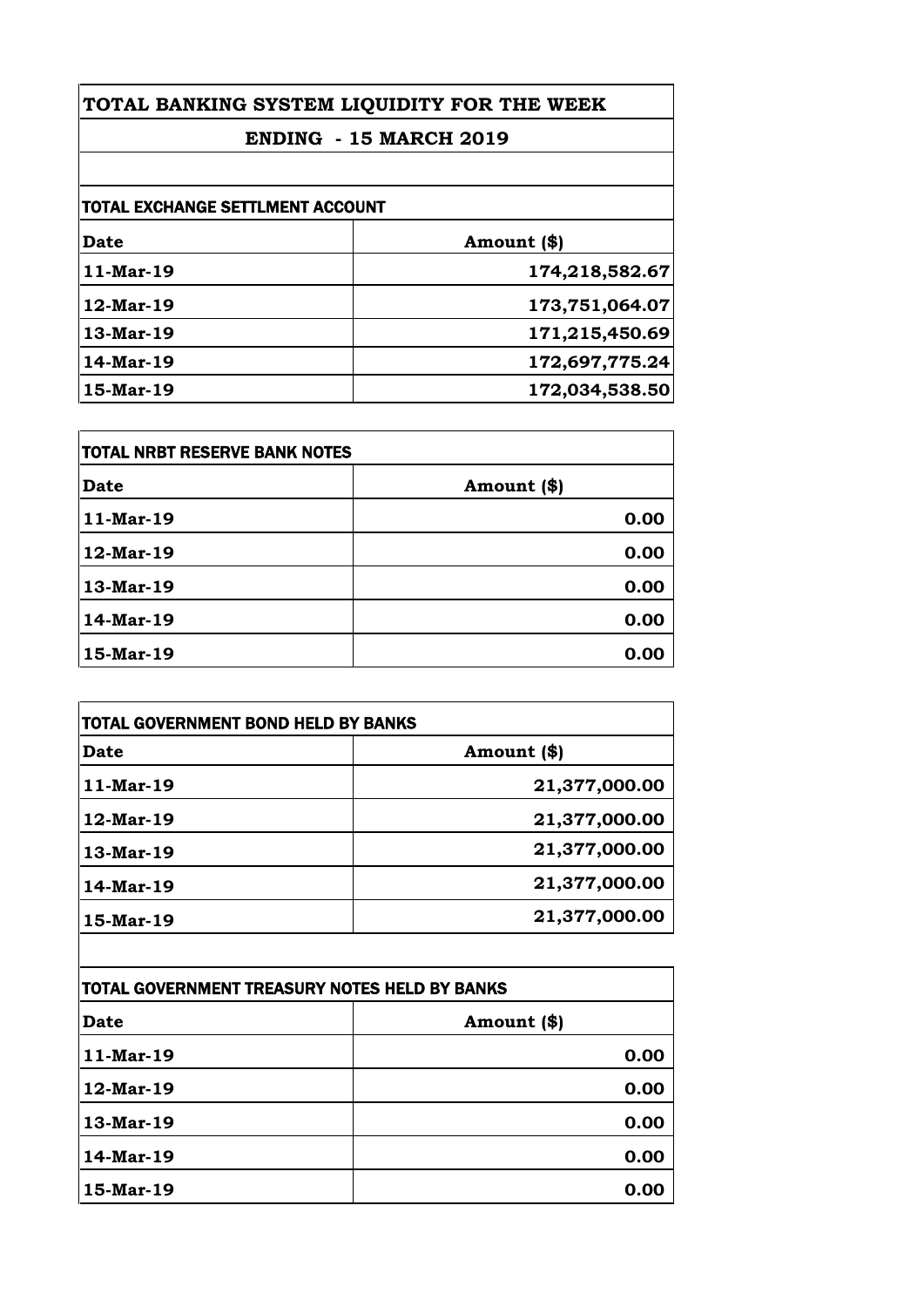# TOTAL BANKING SYSTEM LIQUIDITY FOR THE WEEK

## ENDING - 15 MARCH 2019

### TOTAL EXCHANGE SETTLMENT ACCOUNT

| Date | Amount ($) |
|---|---|
| 11-Mar-19 | 174,218,582.67 |
| 12-Mar-19 | 173,751,064.07 |
| 13-Mar-19 | 171,215,450.69 |
| 14-Mar-19 | 172,697,775.24 |
| 15-Mar-19 | 172,034,538.50 |

### TOTAL NRBT RESERVE BANK NOTES

| Date | Amount ($) |
|---|---|
| 11-Mar-19 | 0.00 |
| 12-Mar-19 | 0.00 |
| 13-Mar-19 | 0.00 |
| 14-Mar-19 | 0.00 |
| 15-Mar-19 | 0.00 |

### TOTAL GOVERNMENT BOND HELD BY BANKS

| Date | Amount ($) |
|---|---|
| 11-Mar-19 | 21,377,000.00 |
| 12-Mar-19 | 21,377,000.00 |
| 13-Mar-19 | 21,377,000.00 |
| 14-Mar-19 | 21,377,000.00 |
| 15-Mar-19 | 21,377,000.00 |

### TOTAL GOVERNMENT TREASURY NOTES HELD BY BANKS

| Date | Amount ($) |
|---|---|
| 11-Mar-19 | 0.00 |
| 12-Mar-19 | 0.00 |
| 13-Mar-19 | 0.00 |
| 14-Mar-19 | 0.00 |
| 15-Mar-19 | 0.00 |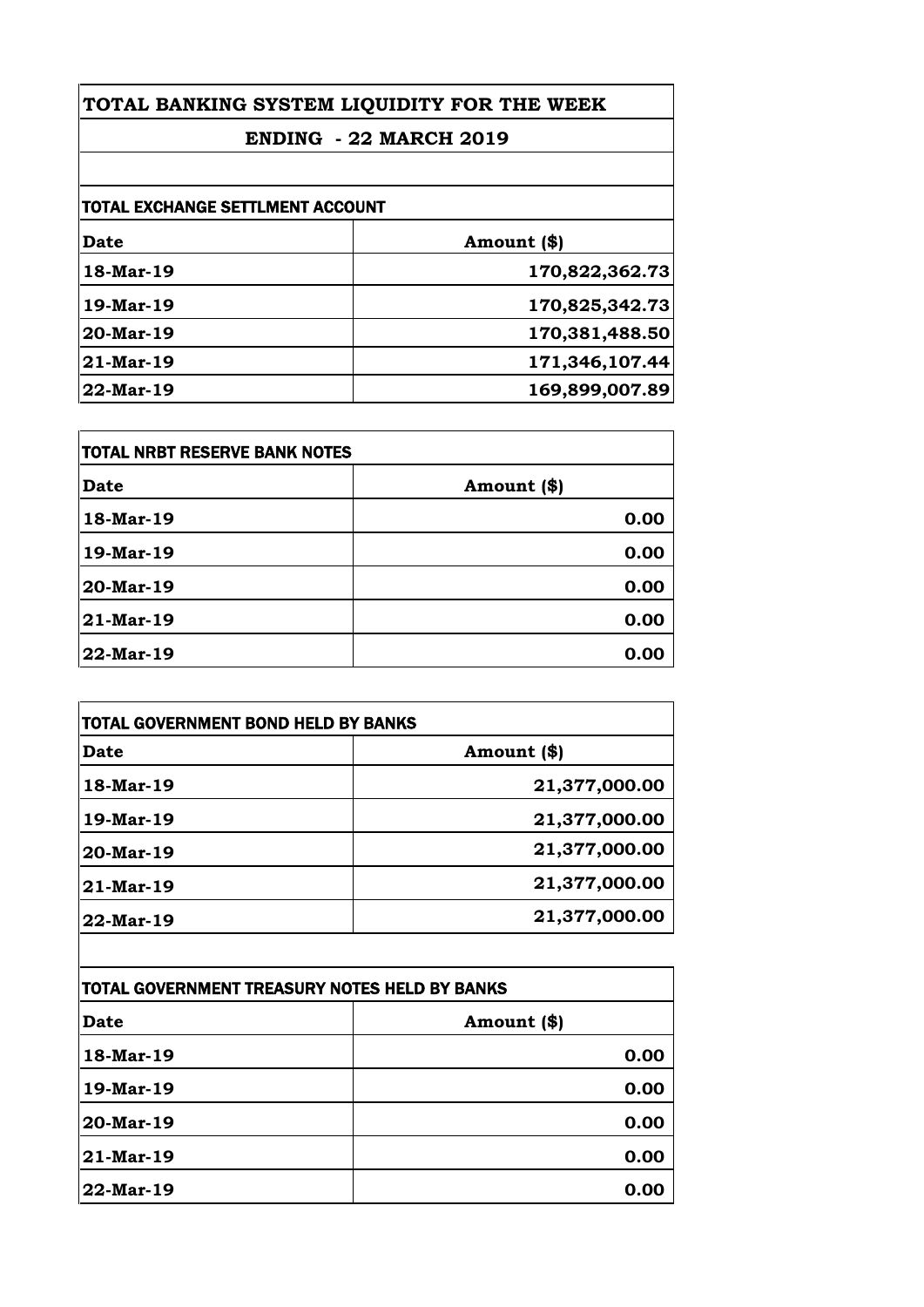# TOTAL BANKING SYSTEM LIQUIDITY FOR THE WEEK

## ENDING - 22 MARCH 2019

### TOTAL EXCHANGE SETTLMENT ACCOUNT

| Date | Amount ($) |
|---|---|
| 18-Mar-19 | 170,822,362.73 |
| 19-Mar-19 | 170,825,342.73 |
| 20-Mar-19 | 170,381,488.50 |
| 21-Mar-19 | 171,346,107.44 |
| 22-Mar-19 | 169,899,007.89 |

### TOTAL NRBT RESERVE BANK NOTES

| Date | Amount ($) |
|---|---|
| 18-Mar-19 | 0.00 |
| 19-Mar-19 | 0.00 |
| 20-Mar-19 | 0.00 |
| 21-Mar-19 | 0.00 |
| 22-Mar-19 | 0.00 |

### TOTAL GOVERNMENT BOND HELD BY BANKS

| Date | Amount ($) |
|---|---|
| 18-Mar-19 | 21,377,000.00 |
| 19-Mar-19 | 21,377,000.00 |
| 20-Mar-19 | 21,377,000.00 |
| 21-Mar-19 | 21,377,000.00 |
| 22-Mar-19 | 21,377,000.00 |

### TOTAL GOVERNMENT TREASURY NOTES HELD BY BANKS

| Date | Amount ($) |
|---|---|
| 18-Mar-19 | 0.00 |
| 19-Mar-19 | 0.00 |
| 20-Mar-19 | 0.00 |
| 21-Mar-19 | 0.00 |
| 22-Mar-19 | 0.00 |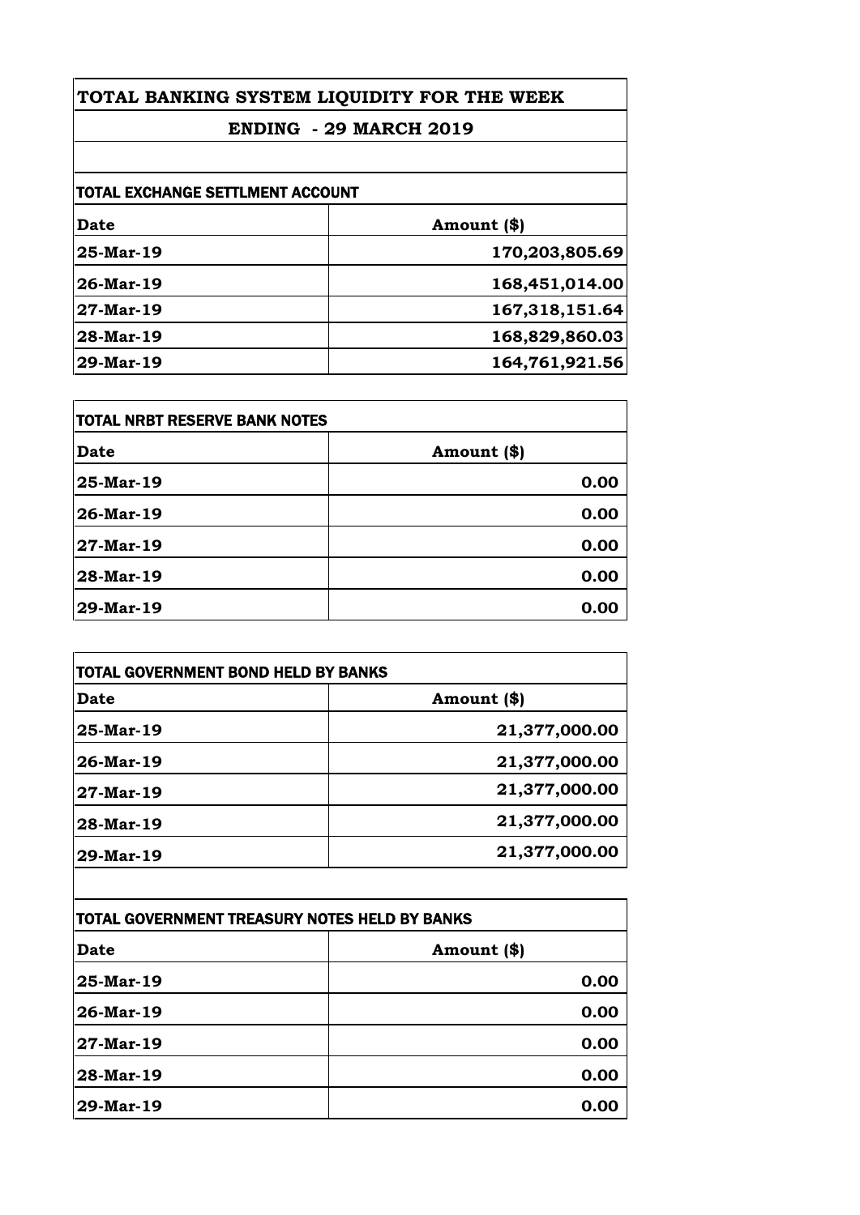# TOTAL BANKING SYSTEM LIQUIDITY FOR THE WEEK

## ENDING - 29 MARCH 2019

### TOTAL EXCHANGE SETTLMENT ACCOUNT

| Date | Amount ($) |
|---|---|
| 25-Mar-19 | 170,203,805.69 |
| 26-Mar-19 | 168,451,014.00 |
| 27-Mar-19 | 167,318,151.64 |
| 28-Mar-19 | 168,829,860.03 |
| 29-Mar-19 | 164,761,921.56 |

### TOTAL NRBT RESERVE BANK NOTES

| Date | Amount ($) |
|---|---|
| 25-Mar-19 | 0.00 |
| 26-Mar-19 | 0.00 |
| 27-Mar-19 | 0.00 |
| 28-Mar-19 | 0.00 |
| 29-Mar-19 | 0.00 |

### TOTAL GOVERNMENT BOND HELD BY BANKS

| Date | Amount ($) |
|---|---|
| 25-Mar-19 | 21,377,000.00 |
| 26-Mar-19 | 21,377,000.00 |
| 27-Mar-19 | 21,377,000.00 |
| 28-Mar-19 | 21,377,000.00 |
| 29-Mar-19 | 21,377,000.00 |

### TOTAL GOVERNMENT TREASURY NOTES HELD BY BANKS

| Date | Amount ($) |
|---|---|
| 25-Mar-19 | 0.00 |
| 26-Mar-19 | 0.00 |
| 27-Mar-19 | 0.00 |
| 28-Mar-19 | 0.00 |
| 29-Mar-19 | 0.00 |